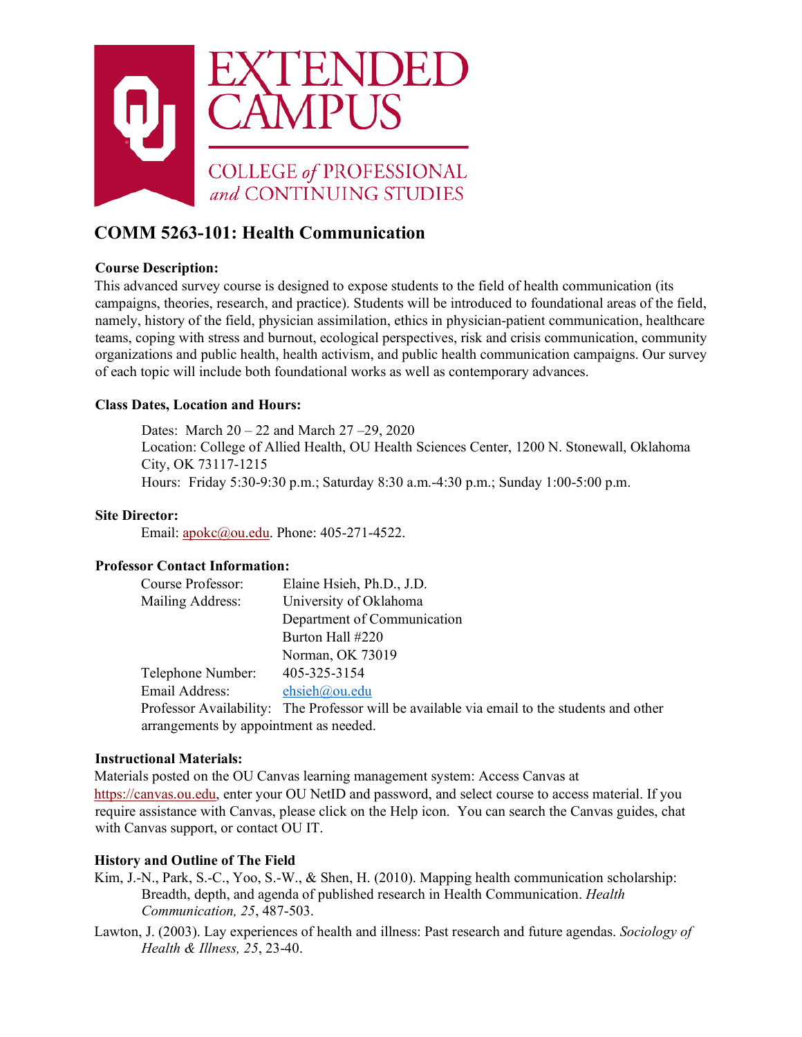EXTENDED CAMPUS

COLLEGE *of* PROFESSIONAL *and* CONTINUING STUDIES

# COMM 5263-101: Health Communication

**Course Description:**

This advanced survey course is designed to expose students to the field of health communication (its campaigns, theories, research, and practice). Students will be introduced to foundational areas of the field, namely, history of the field, physician assimilation, ethics in physician-patient communication, healthcare teams, coping with stress and burnout, ecological perspectives, risk and crisis communication, community organizations and public health, health activism, and public health communication campaigns. Our survey of each topic will include both foundational works as well as contemporary advances.

**Class Dates, Location and Hours:**

Dates: March 20 – 22 and March 27 –29, 2020
Location: College of Allied Health, OU Health Sciences Center, 1200 N. Stonewall, Oklahoma City, OK 73117-1215
Hours: Friday 5:30-9:30 p.m.; Saturday 8:30 a.m.-4:30 p.m.; Sunday 1:00-5:00 p.m.

**Site Director:**

Email: apokc@ou.edu. Phone: 405-271-4522.

**Professor Contact Information:**

| | |
|---|---|
| Course Professor: | Elaine Hsieh, Ph.D., J.D. |
| Mailing Address: | University of Oklahoma<br>Department of Communication<br>Burton Hall #220<br>Norman, OK 73019 |
| Telephone Number: | 405-325-3154 |
| Email Address: | ehsieh@ou.edu |

Professor Availability: The Professor will be available via email to the students and other arrangements by appointment as needed.

**Instructional Materials:**

Materials posted on the OU Canvas learning management system: Access Canvas at https://canvas.ou.edu, enter your OU NetID and password, and select course to access material. If you require assistance with Canvas, please click on the Help icon. You can search the Canvas guides, chat with Canvas support, or contact OU IT.

**History and Outline of The Field**

Kim, J.-N., Park, S.-C., Yoo, S.-W., & Shen, H. (2010). Mapping health communication scholarship: Breadth, depth, and agenda of published research in Health Communication. *Health Communication, 25*, 487-503.

Lawton, J. (2003). Lay experiences of health and illness: Past research and future agendas. *Sociology of Health & Illness, 25*, 23-40.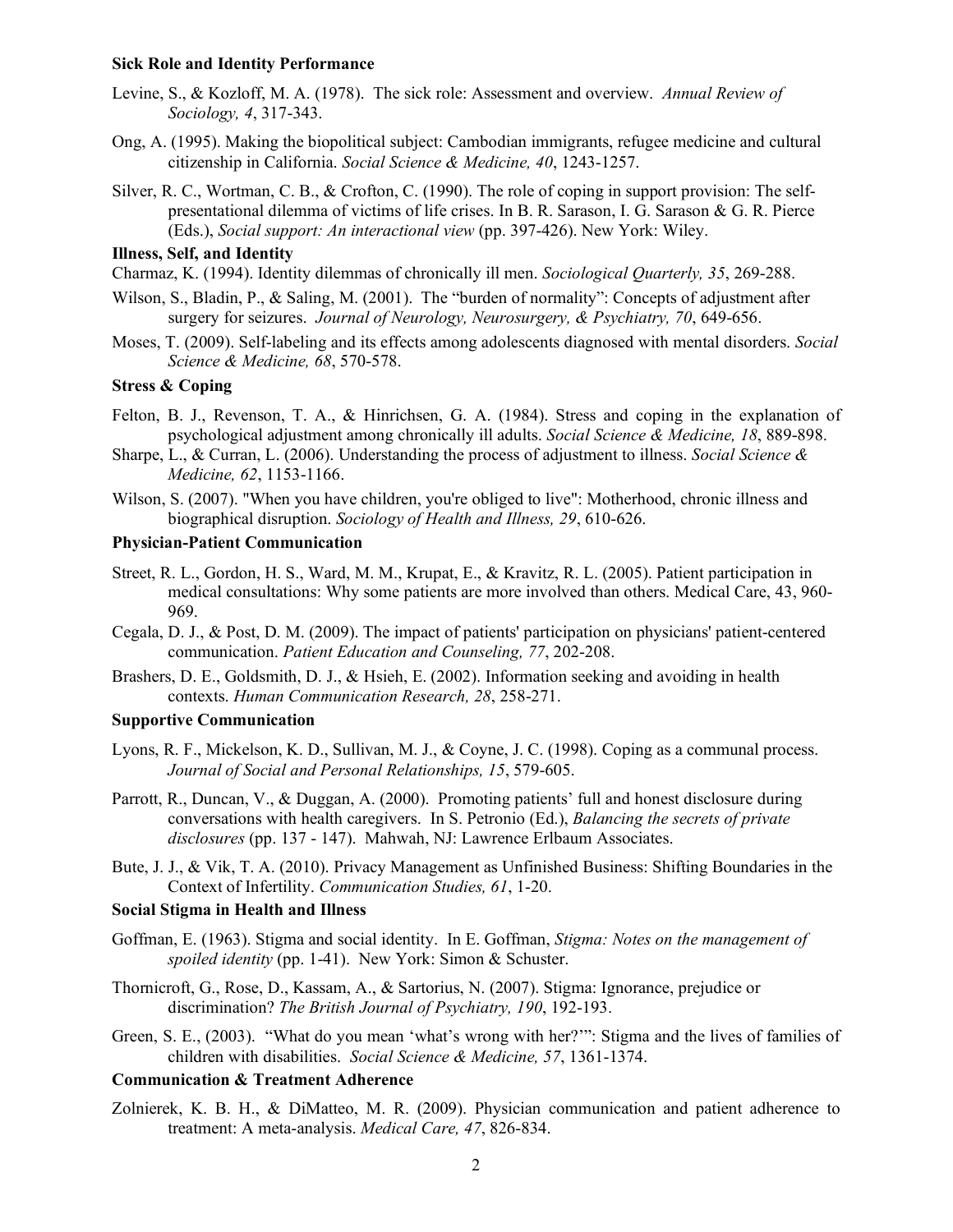**Sick Role and Identity Performance**

Levine, S., & Kozloff, M. A. (1978). The sick role: Assessment and overview. *Annual Review of Sociology, 4*, 317-343.

Ong, A. (1995). Making the biopolitical subject: Cambodian immigrants, refugee medicine and cultural citizenship in California. *Social Science & Medicine, 40*, 1243-1257.

Silver, R. C., Wortman, C. B., & Crofton, C. (1990). The role of coping in support provision: The self-presentational dilemma of victims of life crises. In B. R. Sarason, I. G. Sarason & G. R. Pierce (Eds.), *Social support: An interactional view* (pp. 397-426). New York: Wiley.

**Illness, Self, and Identity**

Charmaz, K. (1994). Identity dilemmas of chronically ill men. *Sociological Quarterly, 35*, 269-288.

Wilson, S., Bladin, P., & Saling, M. (2001). The "burden of normality": Concepts of adjustment after surgery for seizures. *Journal of Neurology, Neurosurgery, & Psychiatry, 70*, 649-656.

Moses, T. (2009). Self-labeling and its effects among adolescents diagnosed with mental disorders. *Social Science & Medicine, 68*, 570-578.

**Stress & Coping**

Felton, B. J., Revenson, T. A., & Hinrichsen, G. A. (1984). Stress and coping in the explanation of psychological adjustment among chronically ill adults. *Social Science & Medicine, 18*, 889-898.

Sharpe, L., & Curran, L. (2006). Understanding the process of adjustment to illness. *Social Science & Medicine, 62*, 1153-1166.

Wilson, S. (2007). "When you have children, you're obliged to live": Motherhood, chronic illness and biographical disruption. *Sociology of Health and Illness, 29*, 610-626.

**Physician-Patient Communication**

Street, R. L., Gordon, H. S., Ward, M. M., Krupat, E., & Kravitz, R. L. (2005). Patient participation in medical consultations: Why some patients are more involved than others. Medical Care, 43, 960-969.

Cegala, D. J., & Post, D. M. (2009). The impact of patients' participation on physicians' patient-centered communication. *Patient Education and Counseling, 77*, 202-208.

Brashers, D. E., Goldsmith, D. J., & Hsieh, E. (2002). Information seeking and avoiding in health contexts. *Human Communication Research, 28*, 258-271.

**Supportive Communication**

Lyons, R. F., Mickelson, K. D., Sullivan, M. J., & Coyne, J. C. (1998). Coping as a communal process. *Journal of Social and Personal Relationships, 15*, 579-605.

Parrott, R., Duncan, V., & Duggan, A. (2000). Promoting patients' full and honest disclosure during conversations with health caregivers. In S. Petronio (Ed.), *Balancing the secrets of private disclosures* (pp. 137 - 147). Mahwah, NJ: Lawrence Erlbaum Associates.

Bute, J. J., & Vik, T. A. (2010). Privacy Management as Unfinished Business: Shifting Boundaries in the Context of Infertility. *Communication Studies, 61*, 1-20.

**Social Stigma in Health and Illness**

Goffman, E. (1963). Stigma and social identity. In E. Goffman, *Stigma: Notes on the management of spoiled identity* (pp. 1-41). New York: Simon & Schuster.

Thornicroft, G., Rose, D., Kassam, A., & Sartorius, N. (2007). Stigma: Ignorance, prejudice or discrimination? *The British Journal of Psychiatry, 190*, 192-193.

Green, S. E., (2003). "What do you mean 'what's wrong with her?'": Stigma and the lives of families of children with disabilities. *Social Science & Medicine, 57*, 1361-1374.

**Communication & Treatment Adherence**

Zolnierek, K. B. H., & DiMatteo, M. R. (2009). Physician communication and patient adherence to treatment: A meta-analysis. *Medical Care, 47*, 826-834.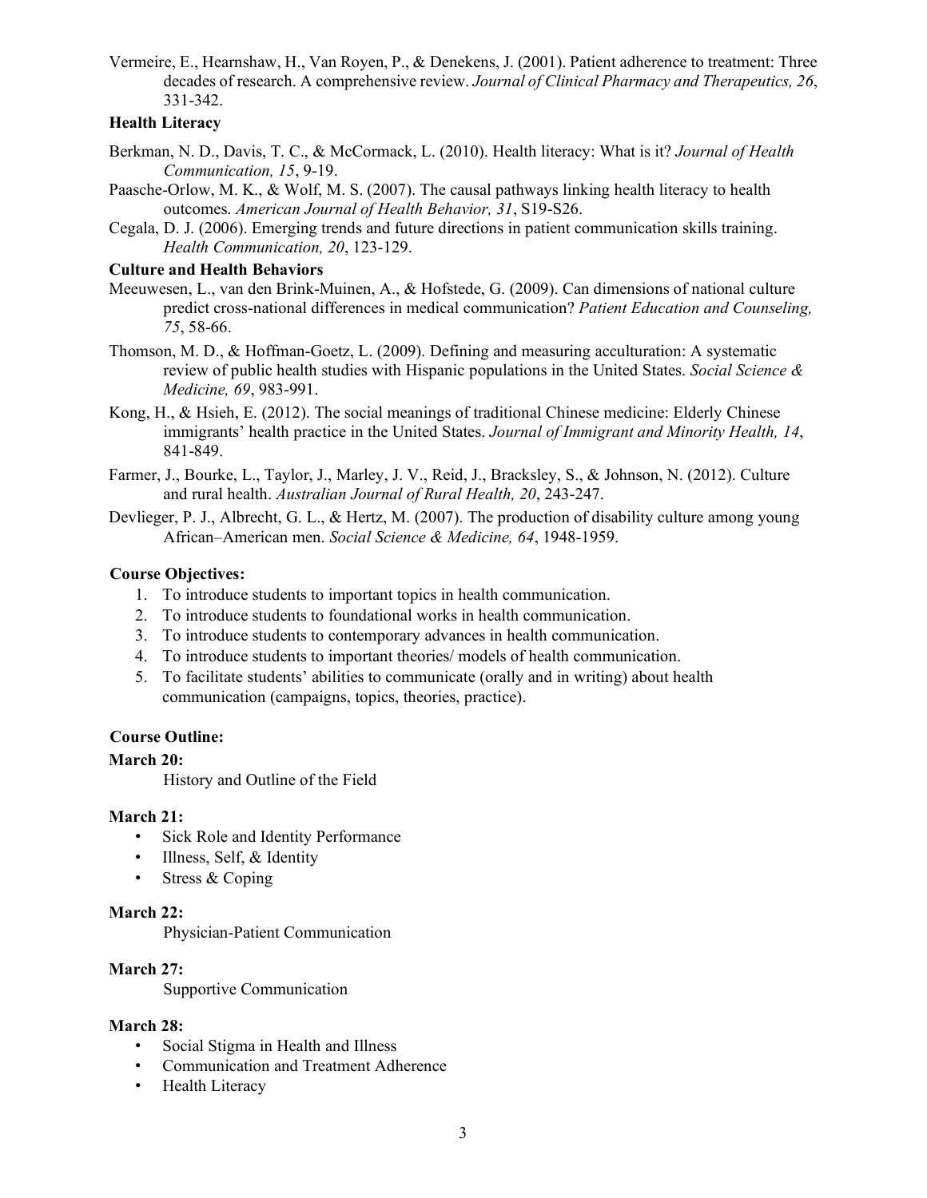Vermeire, E., Hearnshaw, H., Van Royen, P., & Denekens, J. (2001). Patient adherence to treatment: Three decades of research. A comprehensive review. *Journal of Clinical Pharmacy and Therapeutics, 26*, 331-342.

**Health Literacy**

Berkman, N. D., Davis, T. C., & McCormack, L. (2010). Health literacy: What is it? *Journal of Health Communication, 15*, 9-19.

Paasche-Orlow, M. K., & Wolf, M. S. (2007). The causal pathways linking health literacy to health outcomes. *American Journal of Health Behavior, 31*, S19-S26.

Cegala, D. J. (2006). Emerging trends and future directions in patient communication skills training. *Health Communication, 20*, 123-129.

**Culture and Health Behaviors**

Meeuwesen, L., van den Brink-Muinen, A., & Hofstede, G. (2009). Can dimensions of national culture predict cross-national differences in medical communication? *Patient Education and Counseling, 75*, 58-66.

Thomson, M. D., & Hoffman-Goetz, L. (2009). Defining and measuring acculturation: A systematic review of public health studies with Hispanic populations in the United States. *Social Science & Medicine, 69*, 983-991.

Kong, H., & Hsieh, E. (2012). The social meanings of traditional Chinese medicine: Elderly Chinese immigrants' health practice in the United States. *Journal of Immigrant and Minority Health, 14*, 841-849.

Farmer, J., Bourke, L., Taylor, J., Marley, J. V., Reid, J., Bracksley, S., & Johnson, N. (2012). Culture and rural health. *Australian Journal of Rural Health, 20*, 243-247.

Devlieger, P. J., Albrecht, G. L., & Hertz, M. (2007). The production of disability culture among young African–American men. *Social Science & Medicine, 64*, 1948-1959.

**Course Objectives:**

1. To introduce students to important topics in health communication.
2. To introduce students to foundational works in health communication.
3. To introduce students to contemporary advances in health communication.
4. To introduce students to important theories/ models of health communication.
5. To facilitate students' abilities to communicate (orally and in writing) about health communication (campaigns, topics, theories, practice).

**Course Outline:**

**March 20:**

History and Outline of the Field

**March 21:**

- Sick Role and Identity Performance
- Illness, Self, & Identity
- Stress & Coping

**March 22:**

Physician-Patient Communication

**March 27:**

Supportive Communication

**March 28:**

- Social Stigma in Health and Illness
- Communication and Treatment Adherence
- Health Literacy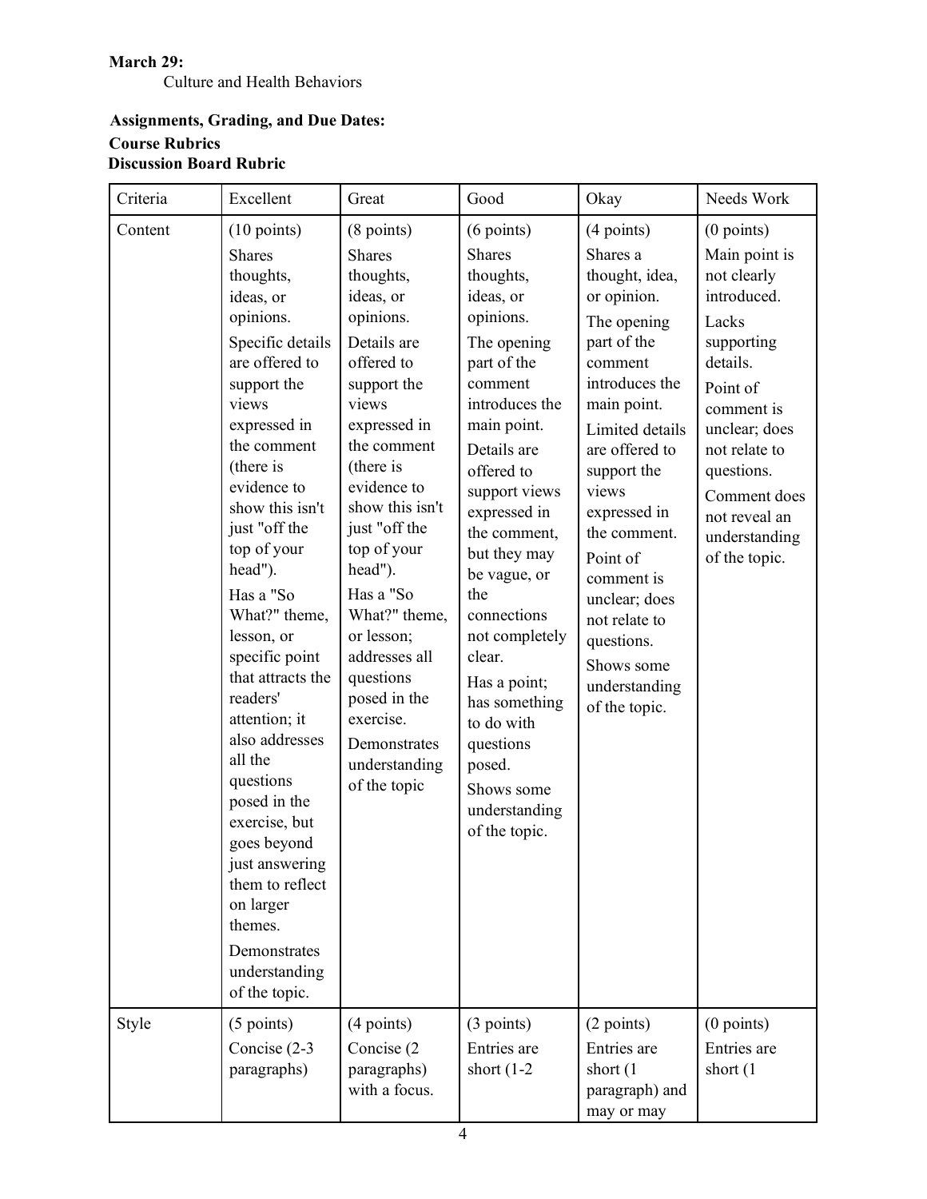**March 29:**

Culture and Health Behaviors

**Assignments, Grading, and Due Dates:**

**Course Rubrics**

**Discussion Board Rubric**

| Criteria | Excellent | Great | Good | Okay | Needs Work |
|---|---|---|---|---|---|
| Content | (10 points) Shares thoughts, ideas, or opinions. Specific details are offered to support the views expressed in the comment (there is evidence to show this isn't just "off the top of your head"). Has a "So What?" theme, lesson, or specific point that attracts the readers' attention; it also addresses all the questions posed in the exercise, but goes beyond just answering them to reflect on larger themes. Demonstrates understanding of the topic. | (8 points) Shares thoughts, ideas, or opinions. Details are offered to support the views expressed in the comment (there is evidence to show this isn't just "off the top of your head"). Has a "So What?" theme, or lesson; addresses all questions posed in the exercise. Demonstrates understanding of the topic | (6 points) Shares thoughts, ideas, or opinions. The opening part of the comment introduces the main point. Details are offered to support views expressed in the comment, but they may be vague, or the connections not completely clear. Has a point; has something to do with questions posed. Shows some understanding of the topic. | (4 points) Shares a thought, idea, or opinion. The opening part of the comment introduces the main point. Limited details are offered to support the views expressed in the comment. Point of comment is unclear; does not relate to questions. Shows some understanding of the topic. | (0 points) Main point is not clearly introduced. Lacks supporting details. Point of comment is unclear; does not relate to questions. Comment does not reveal an understanding of the topic. |
| Style | (5 points) Concise (2-3 paragraphs) | (4 points) Concise (2 paragraphs) with a focus. | (3 points) Entries are short (1-2 | (2 points) Entries are short (1 paragraph) and may or may | (0 points) Entries are short (1 |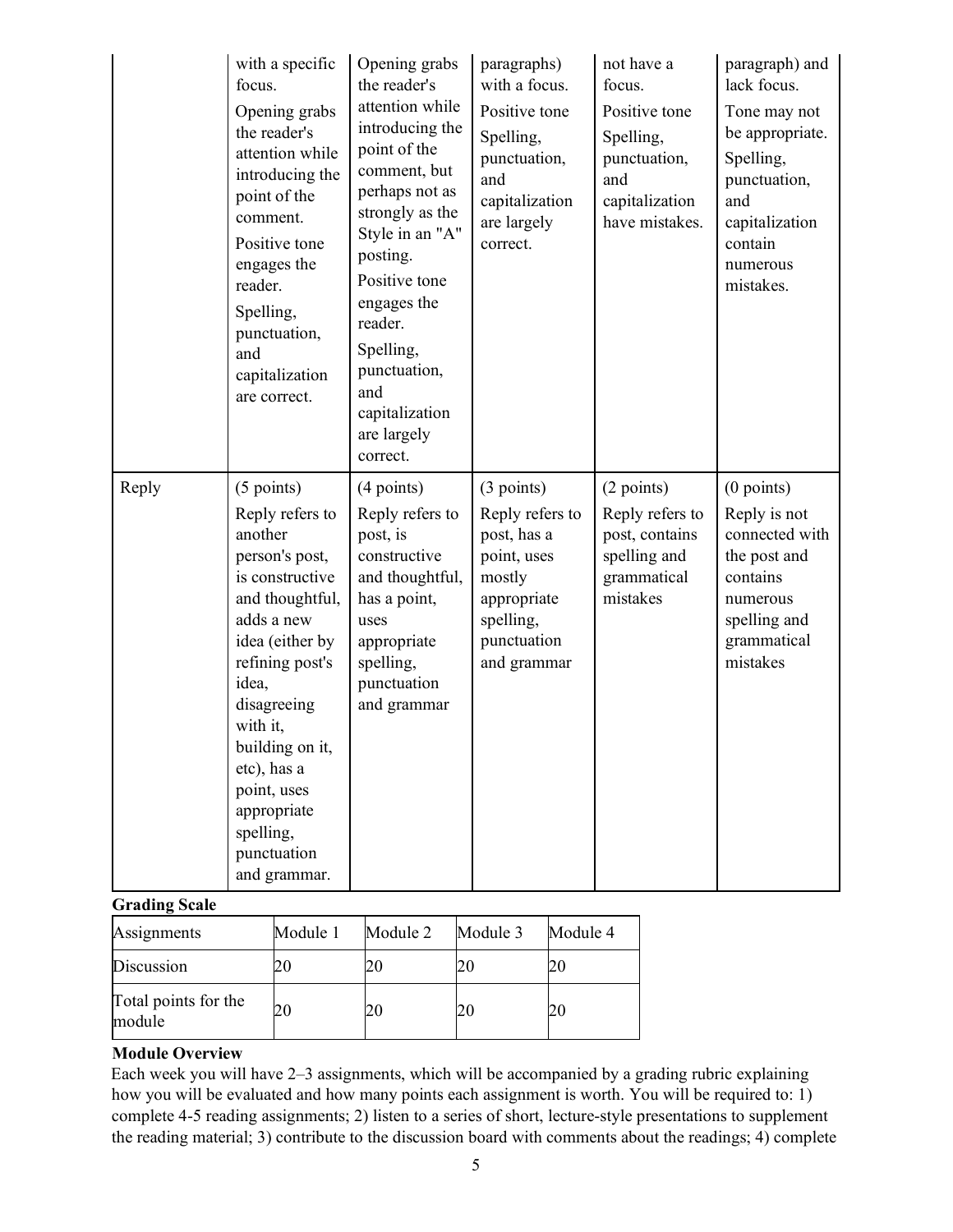| | | | | | |
|---|---|---|---|---|---|
| | with a specific focus. Opening grabs the reader's attention while introducing the point of the comment. Positive tone engages the reader. Spelling, punctuation, and capitalization are correct. | Opening grabs the reader's attention while introducing the point of the comment, but perhaps not as strongly as the Style in an "A" posting. Positive tone engages the reader. Spelling, punctuation, and capitalization are largely correct. | paragraphs) with a focus. Positive tone Spelling, punctuation, and capitalization are largely correct. | not have a focus. Positive tone Spelling, punctuation, and capitalization have mistakes. | paragraph) and lack focus. Tone may not be appropriate. Spelling, punctuation, and capitalization contain numerous mistakes. |
| Reply | (5 points) Reply refers to another person's post, is constructive and thoughtful, adds a new idea (either by refining post's idea, disagreeing with it, building on it, etc), has a point, uses appropriate spelling, punctuation and grammar. | (4 points) Reply refers to post, is constructive and thoughtful, has a point, uses appropriate spelling, punctuation and grammar | (3 points) Reply refers to post, has a point, uses mostly appropriate spelling, punctuation and grammar | (2 points) Reply refers to post, contains spelling and grammatical mistakes | (0 points) Reply is not connected with the post and contains numerous spelling and grammatical mistakes |

**Grading Scale**

| Assignments | Module 1 | Module 2 | Module 3 | Module 4 |
|---|---|---|---|---|
| Discussion | 20 | 20 | 20 | 20 |
| Total points for the module | 20 | 20 | 20 | 20 |

**Module Overview**

Each week you will have 2–3 assignments, which will be accompanied by a grading rubric explaining how you will be evaluated and how many points each assignment is worth. You will be required to: 1) complete 4-5 reading assignments; 2) listen to a series of short, lecture-style presentations to supplement the reading material; 3) contribute to the discussion board with comments about the readings; 4) complete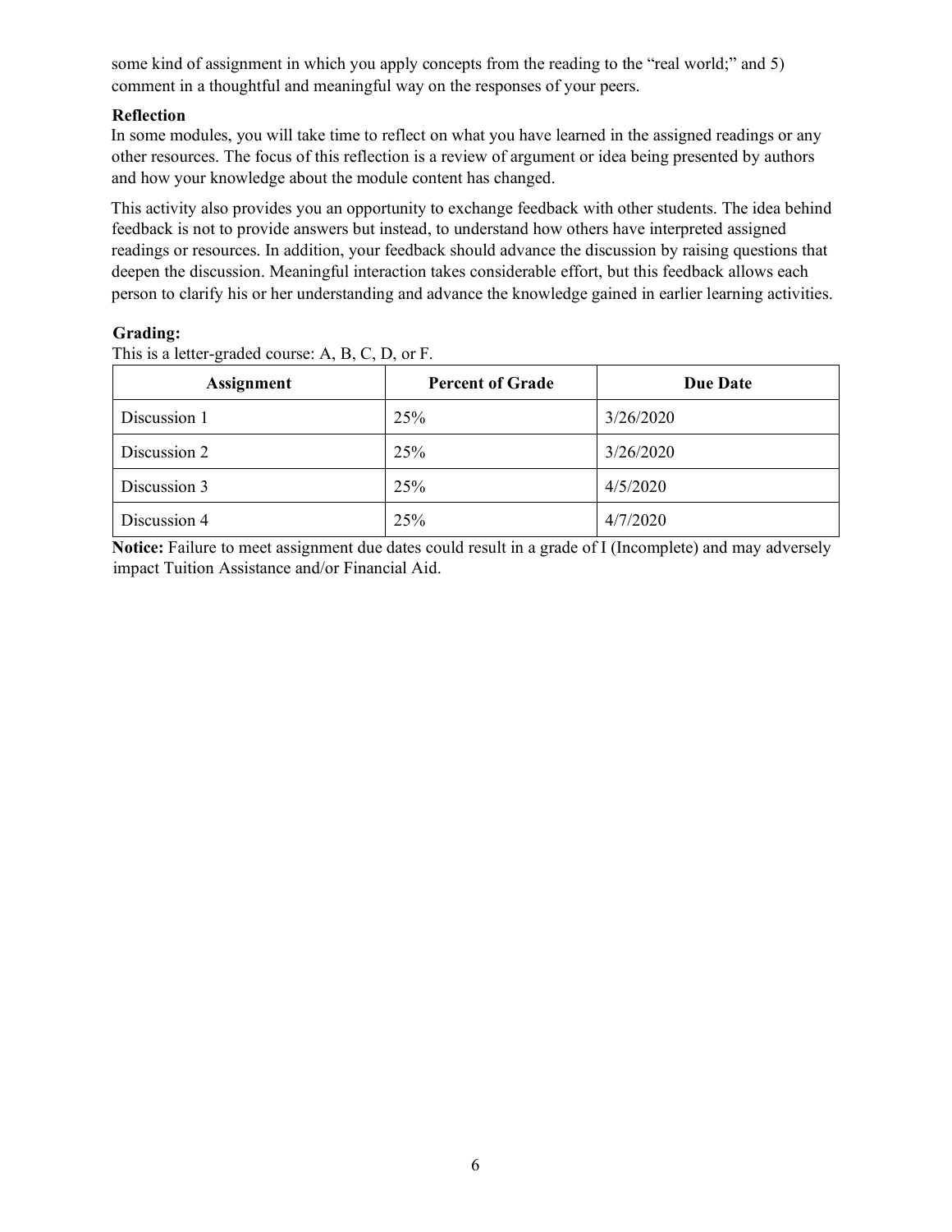some kind of assignment in which you apply concepts from the reading to the "real world;" and 5) comment in a thoughtful and meaningful way on the responses of your peers.

**Reflection**

In some modules, you will take time to reflect on what you have learned in the assigned readings or any other resources. The focus of this reflection is a review of argument or idea being presented by authors and how your knowledge about the module content has changed.

This activity also provides you an opportunity to exchange feedback with other students. The idea behind feedback is not to provide answers but instead, to understand how others have interpreted assigned readings or resources. In addition, your feedback should advance the discussion by raising questions that deepen the discussion. Meaningful interaction takes considerable effort, but this feedback allows each person to clarify his or her understanding and advance the knowledge gained in earlier learning activities.

**Grading:**

This is a letter-graded course: A, B, C, D, or F.

| Assignment | Percent of Grade | Due Date |
| --- | --- | --- |
| Discussion 1 | 25% | 3/26/2020 |
| Discussion 2 | 25% | 3/26/2020 |
| Discussion 3 | 25% | 4/5/2020 |
| Discussion 4 | 25% | 4/7/2020 |

**Notice:** Failure to meet assignment due dates could result in a grade of I (Incomplete) and may adversely impact Tuition Assistance and/or Financial Aid.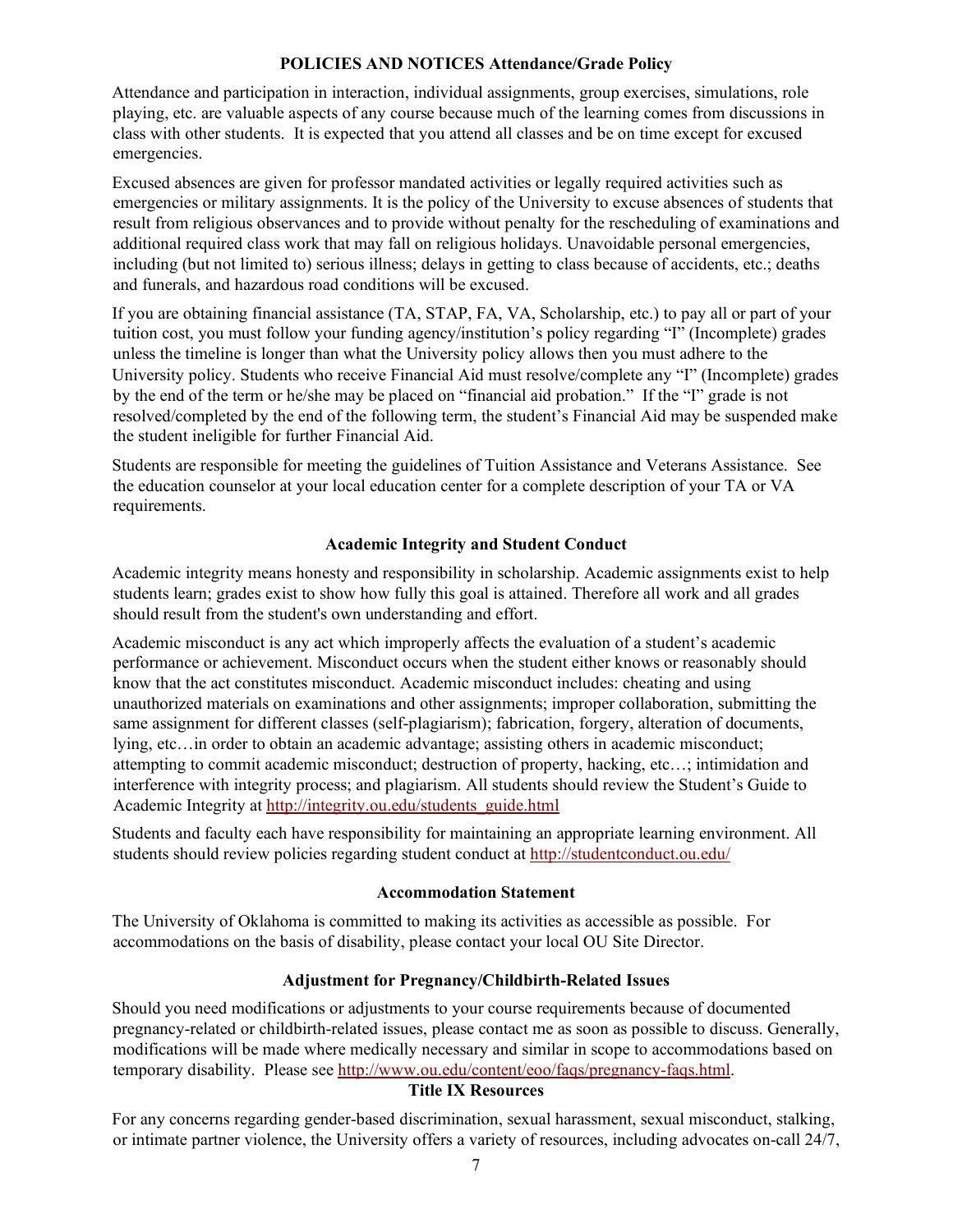## POLICIES AND NOTICES Attendance/Grade Policy

Attendance and participation in interaction, individual assignments, group exercises, simulations, role playing, etc. are valuable aspects of any course because much of the learning comes from discussions in class with other students. It is expected that you attend all classes and be on time except for excused emergencies.

Excused absences are given for professor mandated activities or legally required activities such as emergencies or military assignments. It is the policy of the University to excuse absences of students that result from religious observances and to provide without penalty for the rescheduling of examinations and additional required class work that may fall on religious holidays. Unavoidable personal emergencies, including (but not limited to) serious illness; delays in getting to class because of accidents, etc.; deaths and funerals, and hazardous road conditions will be excused.

If you are obtaining financial assistance (TA, STAP, FA, VA, Scholarship, etc.) to pay all or part of your tuition cost, you must follow your funding agency/institution's policy regarding "I" (Incomplete) grades unless the timeline is longer than what the University policy allows then you must adhere to the University policy. Students who receive Financial Aid must resolve/complete any "I" (Incomplete) grades by the end of the term or he/she may be placed on "financial aid probation." If the "I" grade is not resolved/completed by the end of the following term, the student's Financial Aid may be suspended make the student ineligible for further Financial Aid.

Students are responsible for meeting the guidelines of Tuition Assistance and Veterans Assistance. See the education counselor at your local education center for a complete description of your TA or VA requirements.

## Academic Integrity and Student Conduct

Academic integrity means honesty and responsibility in scholarship. Academic assignments exist to help students learn; grades exist to show how fully this goal is attained. Therefore all work and all grades should result from the student's own understanding and effort.

Academic misconduct is any act which improperly affects the evaluation of a student's academic performance or achievement. Misconduct occurs when the student either knows or reasonably should know that the act constitutes misconduct. Academic misconduct includes: cheating and using unauthorized materials on examinations and other assignments; improper collaboration, submitting the same assignment for different classes (self-plagiarism); fabrication, forgery, alteration of documents, lying, etc…in order to obtain an academic advantage; assisting others in academic misconduct; attempting to commit academic misconduct; destruction of property, hacking, etc…; intimidation and interference with integrity process; and plagiarism. All students should review the Student's Guide to Academic Integrity at http://integrity.ou.edu/students_guide.html

Students and faculty each have responsibility for maintaining an appropriate learning environment. All students should review policies regarding student conduct at http://studentconduct.ou.edu/

## Accommodation Statement

The University of Oklahoma is committed to making its activities as accessible as possible. For accommodations on the basis of disability, please contact your local OU Site Director.

## Adjustment for Pregnancy/Childbirth-Related Issues

Should you need modifications or adjustments to your course requirements because of documented pregnancy-related or childbirth-related issues, please contact me as soon as possible to discuss. Generally, modifications will be made where medically necessary and similar in scope to accommodations based on temporary disability. Please see http://www.ou.edu/content/eoo/faqs/pregnancy-faqs.html.

## Title IX Resources

For any concerns regarding gender-based discrimination, sexual harassment, sexual misconduct, stalking, or intimate partner violence, the University offers a variety of resources, including advocates on-call 24/7,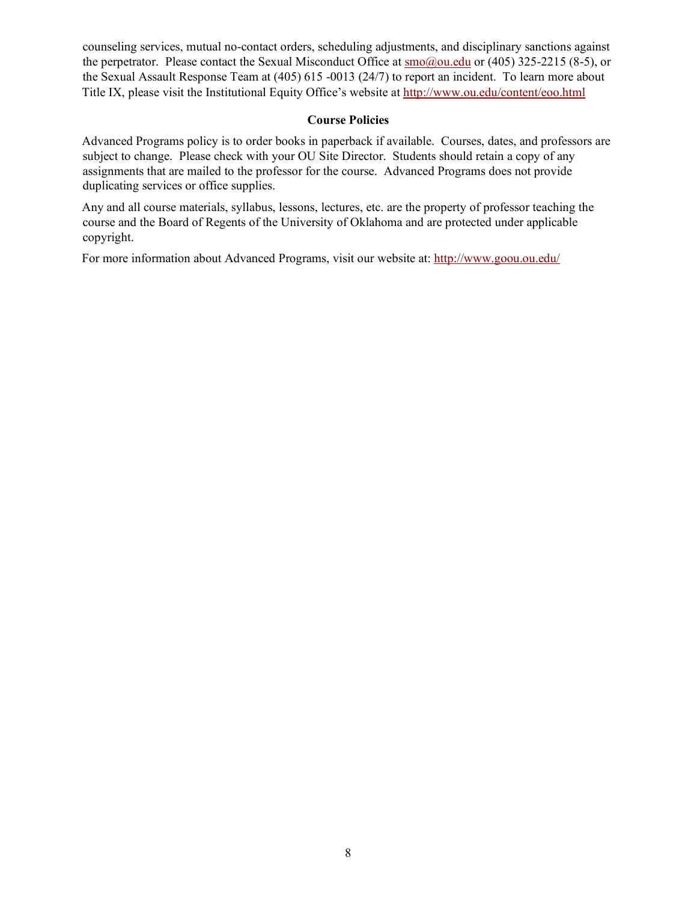counseling services, mutual no-contact orders, scheduling adjustments, and disciplinary sanctions against the perpetrator. Please contact the Sexual Misconduct Office at smo@ou.edu or (405) 325-2215 (8-5), or the Sexual Assault Response Team at (405) 615 -0013 (24/7) to report an incident. To learn more about Title IX, please visit the Institutional Equity Office's website at http://www.ou.edu/content/eoo.html

**Course Policies**

Advanced Programs policy is to order books in paperback if available. Courses, dates, and professors are subject to change. Please check with your OU Site Director. Students should retain a copy of any assignments that are mailed to the professor for the course. Advanced Programs does not provide duplicating services or office supplies.

Any and all course materials, syllabus, lessons, lectures, etc. are the property of professor teaching the course and the Board of Regents of the University of Oklahoma and are protected under applicable copyright.

For more information about Advanced Programs, visit our website at: http://www.goou.ou.edu/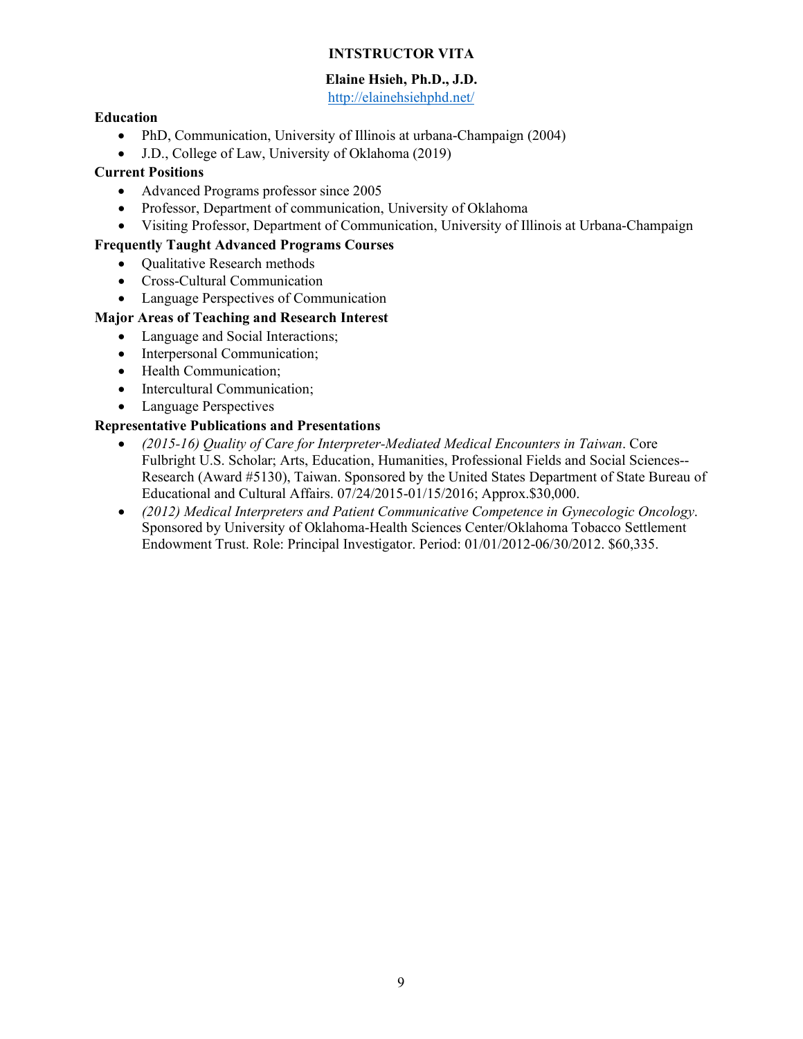# INTSTRUCTOR VITA

**Elaine Hsieh, Ph.D., J.D.**

http://elainehsiehphd.net/

**Education**

- PhD, Communication, University of Illinois at urbana-Champaign (2004)
- J.D., College of Law, University of Oklahoma (2019)

**Current Positions**

- Advanced Programs professor since 2005
- Professor, Department of communication, University of Oklahoma
- Visiting Professor, Department of Communication, University of Illinois at Urbana-Champaign

**Frequently Taught Advanced Programs Courses**

- Qualitative Research methods
- Cross-Cultural Communication
- Language Perspectives of Communication

**Major Areas of Teaching and Research Interest**

- Language and Social Interactions;
- Interpersonal Communication;
- Health Communication;
- Intercultural Communication;
- Language Perspectives

**Representative Publications and Presentations**

- *(2015-16) Quality of Care for Interpreter-Mediated Medical Encounters in Taiwan*. Core Fulbright U.S. Scholar; Arts, Education, Humanities, Professional Fields and Social Sciences--Research (Award #5130), Taiwan. Sponsored by the United States Department of State Bureau of Educational and Cultural Affairs. 07/24/2015-01/15/2016; Approx.$30,000.
- *(2012) Medical Interpreters and Patient Communicative Competence in Gynecologic Oncology*. Sponsored by University of Oklahoma-Health Sciences Center/Oklahoma Tobacco Settlement Endowment Trust. Role: Principal Investigator. Period: 01/01/2012-06/30/2012. $60,335.